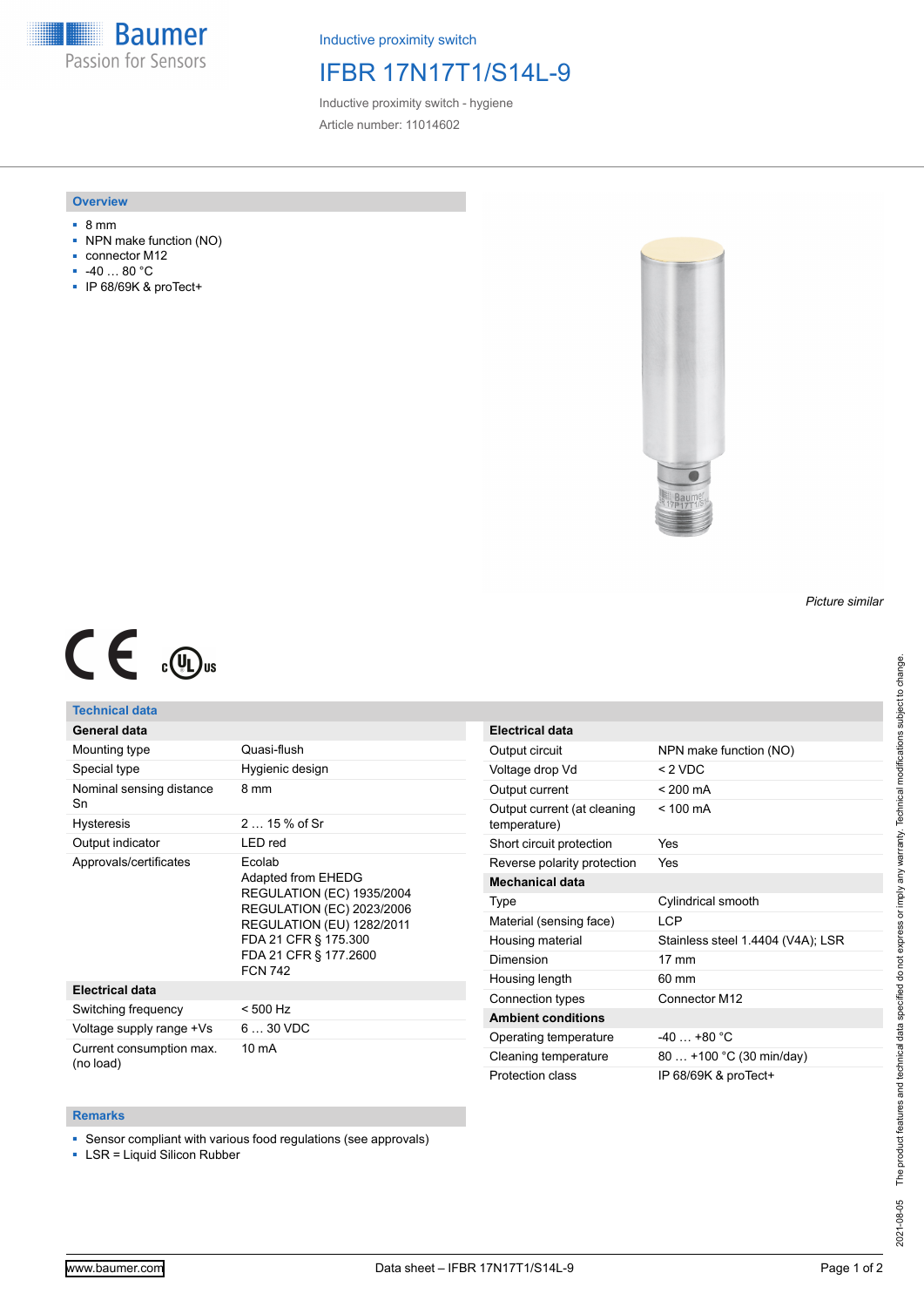Baumer
Passion for Sensors

Inductive proximity switch

# IFBR 17N17T1/S14L-9

Inductive proximity switch - hygiene

Article number: 11014602

## Overview

- 8 mm
- NPN make function (NO)
- connector M12
- -40 … 80 °C
- IP 68/69K & proTect+

*Picture similar*

## Technical data

| General data | |
|---|---|
| Mounting type | Quasi-flush |
| Special type | Hygienic design |
| Nominal sensing distance Sn | 8 mm |
| Hysteresis | 2 … 15 % of Sr |
| Output indicator | LED red |
| Approvals/certificates | Ecolab<br>Adapted from EHEDG<br>REGULATION (EC) 1935/2004<br>REGULATION (EC) 2023/2006<br>REGULATION (EU) 1282/2011<br>FDA 21 CFR § 175.300<br>FDA 21 CFR § 177.2600<br>FCN 742 |
| **Electrical data** | |
| Switching frequency | < 500 Hz |
| Voltage supply range +Vs | 6 … 30 VDC |
| Current consumption max. (no load) | 10 mA |

| Electrical data | |
|---|---|
| Output circuit | NPN make function (NO) |
| Voltage drop Vd | < 2 VDC |
| Output current | < 200 mA |
| Output current (at cleaning temperature) | < 100 mA |
| Short circuit protection | Yes |
| Reverse polarity protection | Yes |
| **Mechanical data** | |
| Type | Cylindrical smooth |
| Material (sensing face) | LCP |
| Housing material | Stainless steel 1.4404 (V4A); LSR |
| Dimension | 17 mm |
| Housing length | 60 mm |
| Connection types | Connector M12 |
| **Ambient conditions** | |
| Operating temperature | -40 … +80 °C |
| Cleaning temperature | 80 … +100 °C (30 min/day) |
| Protection class | IP 68/69K & proTect+ |

## Remarks

- Sensor compliant with various food regulations (see approvals)
- LSR = Liquid Silicon Rubber

2021-08-05 The product features and technical data specified do not express or imply any warranty. Technical modifications subject to change.

www.baumer.com Data sheet – IFBR 17N17T1/S14L-9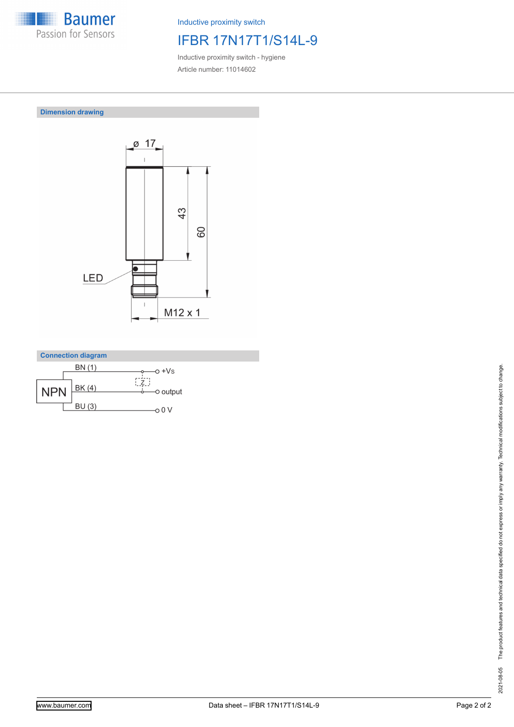Inductive proximity switch

# IFBR 17N17T1/S14L-9

Inductive proximity switch - hygiene

Article number: 11014602

## Dimension drawing

ø 17

43

60

LED

M12 x 1

## Connection diagram

NPN

BN (1)

BK (4)

BU (3)

Z

+Vs

output

0 V

The product features and technical data specified do not express or imply any warranty. Technical modifications subject to change.

2021-08-05

www.baumer.com

Data sheet – IFBR 17N17T1/S14L-9